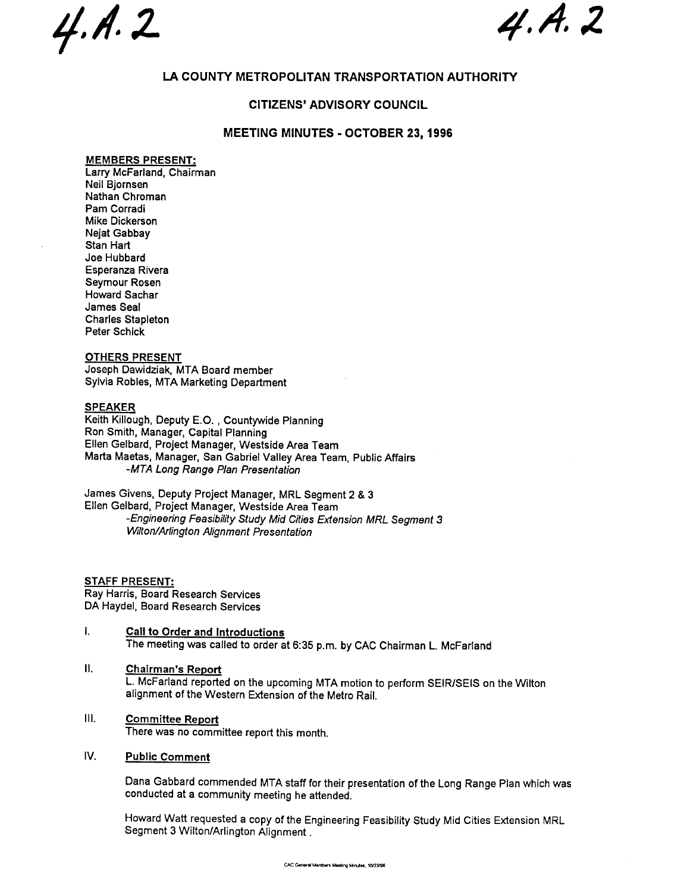4.A.2 4.A.2

# LA COUNTY METROPOLITAN TRANSPORTATION AUTHORITY

## CITIZENS' ADVISORY COUNCIL

## MEETING MINUTES - OCTOBER 23, 1996

**MEMBERS PRESENT:**

Larry McFarland, Chairman
Neil Bjornsen
Nathan Chroman
Pam Corradi
Mike Dickerson
Nejat Gabbay
Stan Hart
Joe Hubbard
Esperanza Rivera
Seymour Rosen
Howard Sachar
James Seal
Charles Stapleton
Peter Schick

**OTHERS PRESENT**

Joseph Dawidziak, MTA Board member
Sylvia Robles, MTA Marketing Department

**SPEAKER**

Keith Killough, Deputy E.O. , Countywide Planning
Ron Smith, Manager, Capital Planning
Ellen Gelbard, Project Manager, Westside Area Team
Marta Maetas, Manager, San Gabriel Valley Area Team, Public Affairs
*-MTA Long Range Plan Presentation*

James Givens, Deputy Project Manager, MRL Segment 2 & 3
Ellen Gelbard, Project Manager, Westside Area Team
*-Engineering Feasibility Study Mid Cities Extension MRL Segment 3 Wilton/Arlington Alignment Presentation*

**STAFF PRESENT:**

Ray Harris, Board Research Services
DA Haydel, Board Research Services

I. **Call to Order and Introductions**

The meeting was called to order at 6:35 p.m. by CAC Chairman L. McFarland

II. **Chairman's Report**

L. McFarland reported on the upcoming MTA motion to perform SEIR/SEIS on the Wilton alignment of the Western Extension of the Metro Rail.

III. **Committee Report**

There was no committee report this month.

IV. **Public Comment**

Dana Gabbard commended MTA staff for their presentation of the Long Range Plan which was conducted at a community meeting he attended.

Howard Watt requested a copy of the Engineering Feasibility Study Mid Cities Extension MRL Segment 3 Wilton/Arlington Alignment .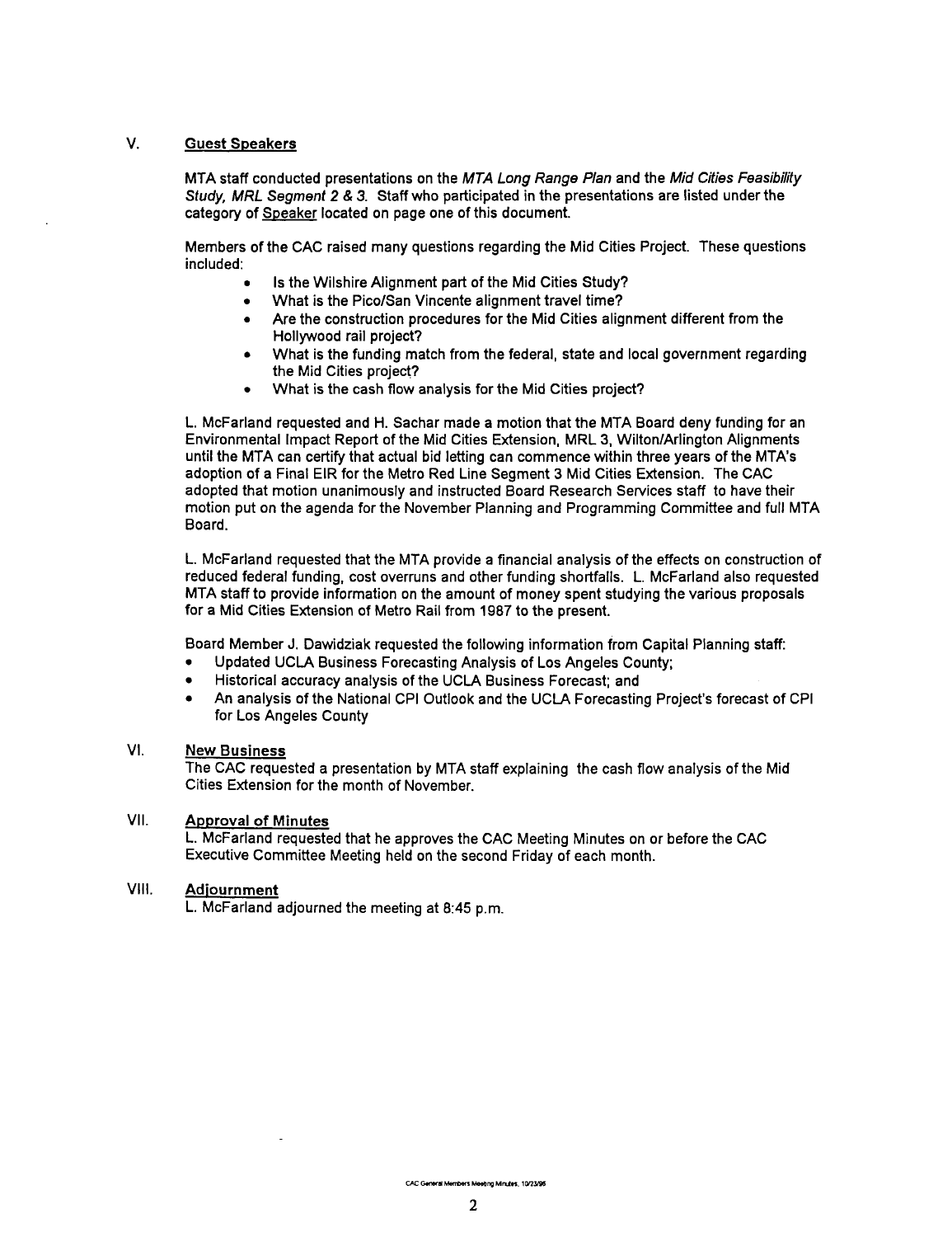## V. Guest Speakers

MTA staff conducted presentations on the *MTA Long Range Plan* and the *Mid Cities Feasibility Study, MRL Segment 2 & 3*. Staff who participated in the presentations are listed under the category of Speaker located on page one of this document.

Members of the CAC raised many questions regarding the Mid Cities Project. These questions included:

- Is the Wilshire Alignment part of the Mid Cities Study?
- What is the Pico/San Vincente alignment travel time?
- Are the construction procedures for the Mid Cities alignment different from the Hollywood rail project?
- What is the funding match from the federal, state and local government regarding the Mid Cities project?
- What is the cash flow analysis for the Mid Cities project?

L. McFarland requested and H. Sachar made a motion that the MTA Board deny funding for an Environmental Impact Report of the Mid Cities Extension, MRL 3, Wilton/Arlington Alignments until the MTA can certify that actual bid letting can commence within three years of the MTA's adoption of a Final EIR for the Metro Red Line Segment 3 Mid Cities Extension. The CAC adopted that motion unanimously and instructed Board Research Services staff to have their motion put on the agenda for the November Planning and Programming Committee and full MTA Board.

L. McFarland requested that the MTA provide a financial analysis of the effects on construction of reduced federal funding, cost overruns and other funding shortfalls. L. McFarland also requested MTA staff to provide information on the amount of money spent studying the various proposals for a Mid Cities Extension of Metro Rail from 1987 to the present.

Board Member J. Dawidziak requested the following information from Capital Planning staff:

- Updated UCLA Business Forecasting Analysis of Los Angeles County;
- Historical accuracy analysis of the UCLA Business Forecast; and
- An analysis of the National CPI Outlook and the UCLA Forecasting Project's forecast of CPI for Los Angeles County

## VI. New Business

The CAC requested a presentation by MTA staff explaining the cash flow analysis of the Mid Cities Extension for the month of November.

## VII. Approval of Minutes

L. McFarland requested that he approves the CAC Meeting Minutes on or before the CAC Executive Committee Meeting held on the second Friday of each month.

## VIII. Adjournment

L. McFarland adjourned the meeting at 8:45 p.m.